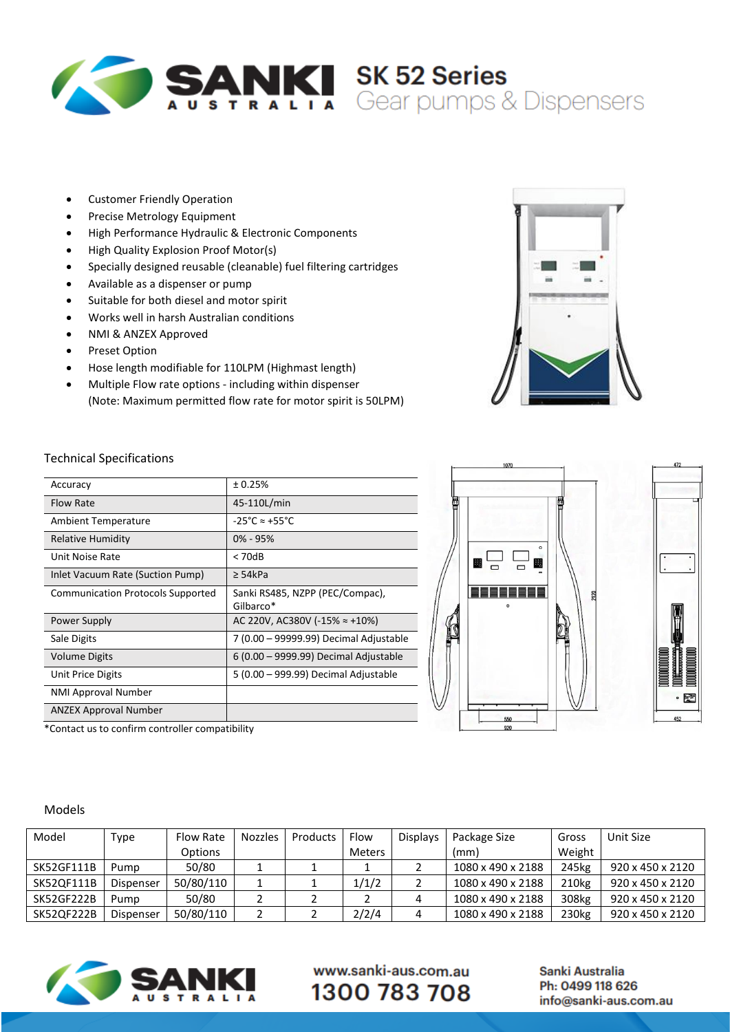# SANKI AUSTRALIA

## SK 52 Series
Gear pumps & Dispensers

- Customer Friendly Operation
- Precise Metrology Equipment
- High Performance Hydraulic & Electronic Components
- High Quality Explosion Proof Motor(s)
- Specially designed reusable (cleanable) fuel filtering cartridges
- Available as a dispenser or pump
- Suitable for both diesel and motor spirit
- Works well in harsh Australian conditions
- NMI & ANZEX Approved
- Preset Option
- Hose length modifiable for 110LPM (Highmast length)
- Multiple Flow rate options - including within dispenser
  (Note: Maximum permitted flow rate for motor spirit is 50LPM)

### Technical Specifications

| | |
|---|---|
| Accuracy | ± 0.25% |
| Flow Rate | 45-110L/min |
| Ambient Temperature | -25°C ≈ +55°C |
| Relative Humidity | 0% - 95% |
| Unit Noise Rate | < 70dB |
| Inlet Vacuum Rate (Suction Pump) | ≥ 54kPa |
| Communication Protocols Supported | Sanki RS485, NZPP (PEC/Compac), Gilbarco* |
| Power Supply | AC 220V, AC380V (-15% ≈ +10%) |
| Sale Digits | 7 (0.00 – 99999.99) Decimal Adjustable |
| Volume Digits | 6 (0.00 – 9999.99) Decimal Adjustable |
| Unit Price Digits | 5 (0.00 – 999.99) Decimal Adjustable |
| NMI Approval Number | |
| ANZEX Approval Number | |

*Contact us to confirm controller compatibility

### Models

| Model | Type | Flow Rate Options | Nozzles | Products | Flow Meters | Displays | Package Size (mm) | Gross Weight | Unit Size |
|---|---|---|---|---|---|---|---|---|---|
| SK52GF111B | Pump | 50/80 | 1 | 1 | 1 | 2 | 1080 x 490 x 2188 | 245kg | 920 x 450 x 2120 |
| SK52QF111B | Dispenser | 50/80/110 | 1 | 1 | 1/1/2 | 2 | 1080 x 490 x 2188 | 210kg | 920 x 450 x 2120 |
| SK52GF222B | Pump | 50/80 | 2 | 2 | 2 | 4 | 1080 x 490 x 2188 | 308kg | 920 x 450 x 2120 |
| SK52QF222B | Dispenser | 50/80/110 | 2 | 2 | 2/2/4 | 4 | 1080 x 490 x 2188 | 230kg | 920 x 450 x 2120 |

www.sanki-aus.com.au
1300 783 708

Sanki Australia
Ph: 0499 118 626
info@sanki-aus.com.au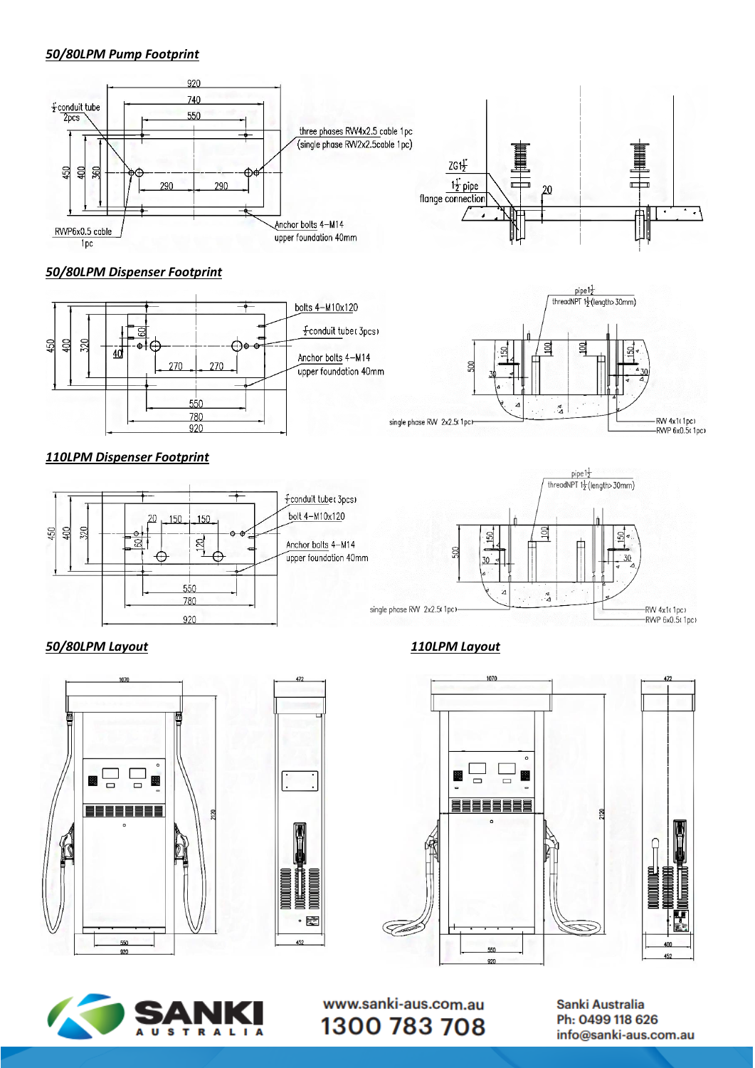## 50/80LPM Pump Footprint

920
740
550
½" conduit tube 2pcs
three phases RW4x2.5 cable 1pc
(single phase RW2x2.5cable 1pc)
450
400
360
290
290
RVVP6x0.5 cable 1pc
Anchor bolts 4–M14
upper foundation 40mm
ZG1½"
1½" pipe
flange connection
20

## 50/80LPM Dispenser Footprint

450
400
320
60
40
270
270
550
780
920
bolts 4–M10x120
½" conduit tube(3pcs)
Anchor bolts 4–M14
upper foundation 40mm
pipe1½
threadNPT 1½(length>30mm)
500
150
100
100
150
30
30
single phase RW 2x2.5(1pc)
RW 4x1(1pc)
RWP 6x0.5(1pc)

## 110LPM Dispenser Footprint

450
400
320
20
150
150
60
120
550
780
920
½" conduit tube(3pcs)
bolt 4–M10x120
Anchor bolts 4–M14
upper foundation 40mm
pipe1½
threadNPT 1½(length>30mm)
500
150
100
150
30
30
single phase RW 2x2.5(1pc)
RW 4x1(1pc)
RWP 6x0.5(1pc)

## 50/80LPM Layout

1070
2120
550
920
472
452

## 110LPM Layout

1070
2120
550
920
472
400
452

www.sanki-aus.com.au
1300 783 708

Sanki Australia
Ph: 0499 118 626
info@sanki-aus.com.au